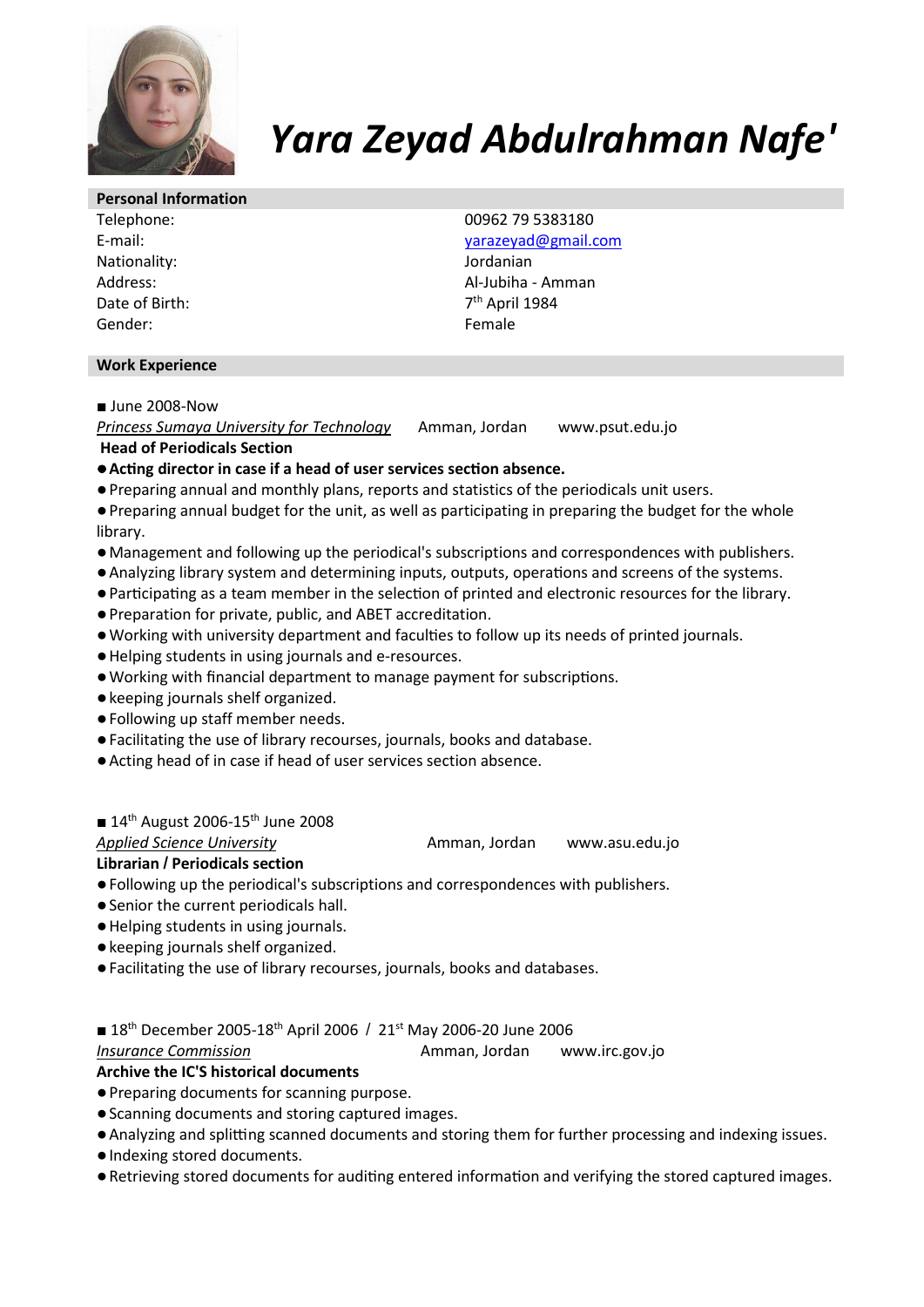# *Yara Zeyad Abdulrahman Nafe'*

## Personal Information

| | |
|---|---|
| Telephone: | 00962 79 5383180 |
| E-mail: | yarazeyad@gmail.com |
| Nationality: | Jordanian |
| Address: | Al-Jubiha - Amman |
| Date of Birth: | 7th April 1984 |
| Gender: | Female |

## Work Experience

■ June 2008-Now

*Princess Sumaya University for Technology* Amman, Jordan www.psut.edu.jo

**Head of Periodicals Section**

- **Acting director in case if a head of user services section absence.**
- Preparing annual and monthly plans, reports and statistics of the periodicals unit users.
- Preparing annual budget for the unit, as well as participating in preparing the budget for the whole library.
- Management and following up the periodical's subscriptions and correspondences with publishers.
- Analyzing library system and determining inputs, outputs, operations and screens of the systems.
- Participating as a team member in the selection of printed and electronic resources for the library.
- Preparation for private, public, and ABET accreditation.
- Working with university department and faculties to follow up its needs of printed journals.
- Helping students in using journals and e-resources.
- Working with financial department to manage payment for subscriptions.
- keeping journals shelf organized.
- Following up staff member needs.
- Facilitating the use of library recourses, journals, books and database.
- Acting head of in case if head of user services section absence.

■ 14th August 2006-15th June 2008

*Applied Science University* Amman, Jordan www.asu.edu.jo

**Librarian / Periodicals section**

- Following up the periodical's subscriptions and correspondences with publishers.
- Senior the current periodicals hall.
- Helping students in using journals.
- keeping journals shelf organized.
- Facilitating the use of library recourses, journals, books and databases.

■ 18th December 2005-18th April 2006 / 21st May 2006-20 June 2006

*Insurance Commission* Amman, Jordan www.irc.gov.jo

**Archive the IC'S historical documents**

- Preparing documents for scanning purpose.
- Scanning documents and storing captured images.
- Analyzing and splitting scanned documents and storing them for further processing and indexing issues.
- Indexing stored documents.
- Retrieving stored documents for auditing entered information and verifying the stored captured images.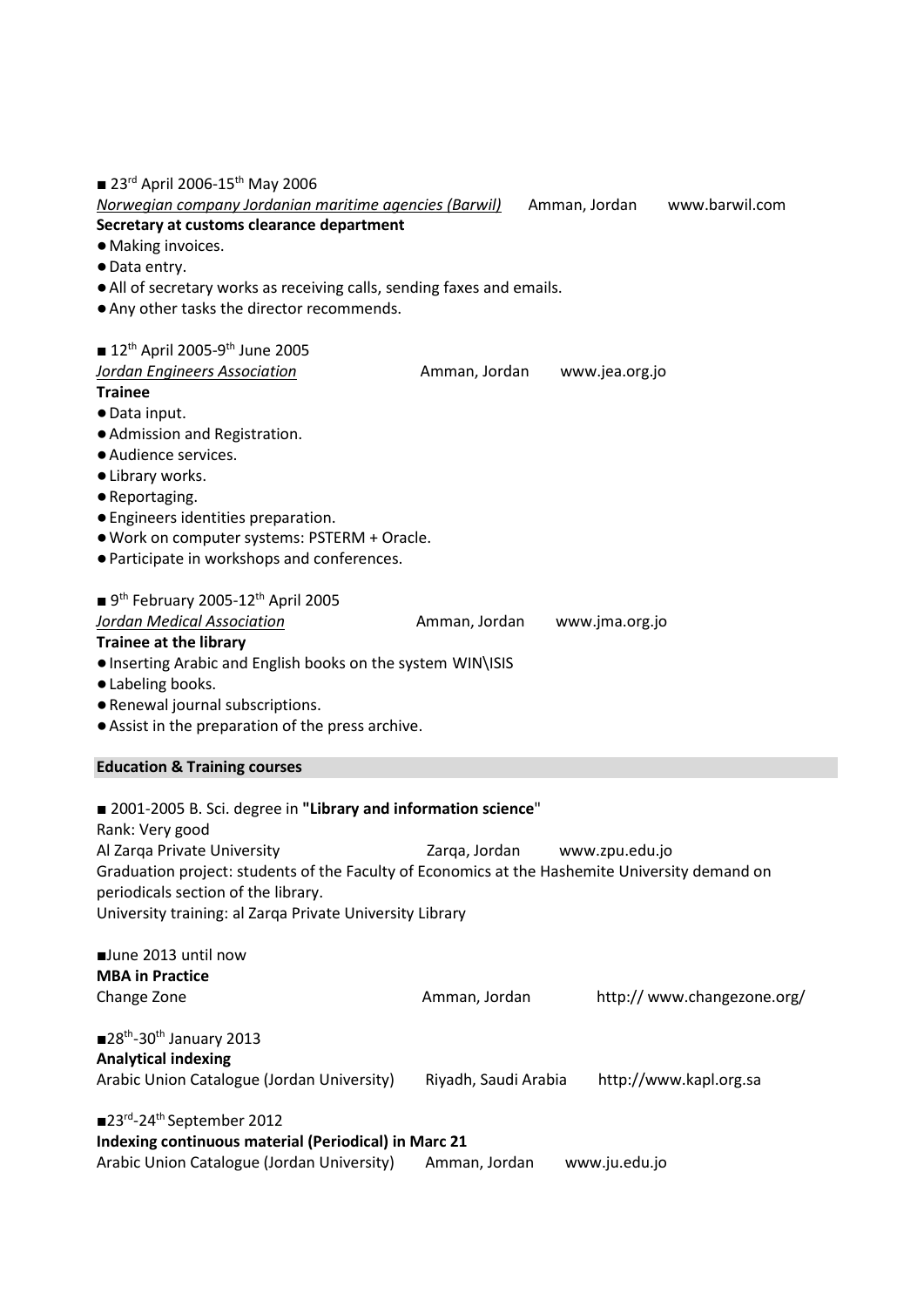■ 23rd April 2006-15th May 2006

*Norwegian company Jordanian maritime agencies (Barwil)* Amman, Jordan www.barwil.com

**Secretary at customs clearance department**

- Making invoices.
- Data entry.
- All of secretary works as receiving calls, sending faxes and emails.
- Any other tasks the director recommends.

■ 12th April 2005-9th June 2005

*Jordan Engineers Association* Amman, Jordan www.jea.org.jo

**Trainee**

- Data input.
- Admission and Registration.
- Audience services.
- Library works.
- Reportaging.
- Engineers identities preparation.
- Work on computer systems: PSTERM + Oracle.
- Participate in workshops and conferences.

■ 9th February 2005-12th April 2005

*Jordan Medical Association* Amman, Jordan www.jma.org.jo

**Trainee at the library**

- Inserting Arabic and English books on the system WIN\ISIS
- Labeling books.
- Renewal journal subscriptions.
- Assist in the preparation of the press archive.

## Education & Training courses

■ 2001-2005 B. Sci. degree in **"Library and information science**"
Rank: Very good
Al Zarqa Private University Zarqa, Jordan www.zpu.edu.jo
Graduation project: students of the Faculty of Economics at the Hashemite University demand on periodicals section of the library.
University training: al Zarqa Private University Library

■June 2013 until now
**MBA in Practice**
Change Zone Amman, Jordan http:// www.changezone.org/

■28th-30th January 2013
**Analytical indexing**
Arabic Union Catalogue (Jordan University) Riyadh, Saudi Arabia http://www.kapl.org.sa

■23rd-24th September 2012
**Indexing continuous material (Periodical) in Marc 21**
Arabic Union Catalogue (Jordan University) Amman, Jordan www.ju.edu.jo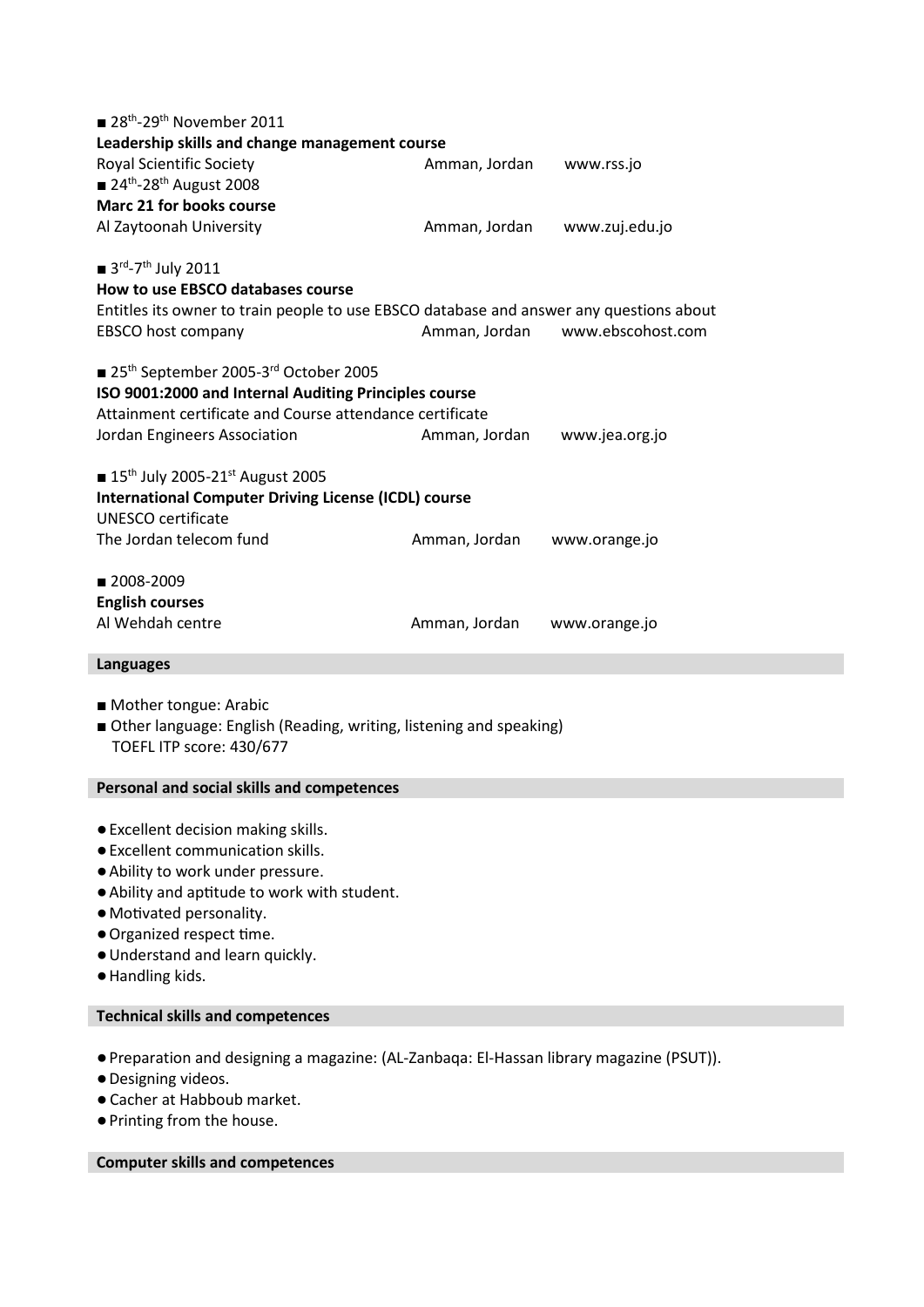■ 28th-29th November 2011
**Leadership skills and change management course**
Royal Scientific Society Amman, Jordan www.rss.jo
■ 24th-28th August 2008
**Marc 21 for books course**
Al Zaytoonah University Amman, Jordan www.zuj.edu.jo

■ 3rd-7th July 2011
**How to use EBSCO databases course**
Entitles its owner to train people to use EBSCO database and answer any questions about
EBSCO host company Amman, Jordan www.ebscohost.com

■ 25th September 2005-3rd October 2005
**ISO 9001:2000 and Internal Auditing Principles course**
Attainment certificate and Course attendance certificate
Jordan Engineers Association Amman, Jordan www.jea.org.jo

■ 15th July 2005-21st August 2005
**International Computer Driving License (ICDL) course**
UNESCO certificate
The Jordan telecom fund Amman, Jordan www.orange.jo

■ 2008-2009
**English courses**
Al Wehdah centre Amman, Jordan www.orange.jo

## Languages

- Mother tongue: Arabic
- Other language: English (Reading, writing, listening and speaking)
  TOEFL ITP score: 430/677

## Personal and social skills and competences

- Excellent decision making skills.
- Excellent communication skills.
- Ability to work under pressure.
- Ability and aptitude to work with student.
- Motivated personality.
- Organized respect time.
- Understand and learn quickly.
- Handling kids.

## Technical skills and competences

- Preparation and designing a magazine: (AL-Zanbaqa: El-Hassan library magazine (PSUT)).
- Designing videos.
- Cacher at Habboub market.
- Printing from the house.

## Computer skills and competences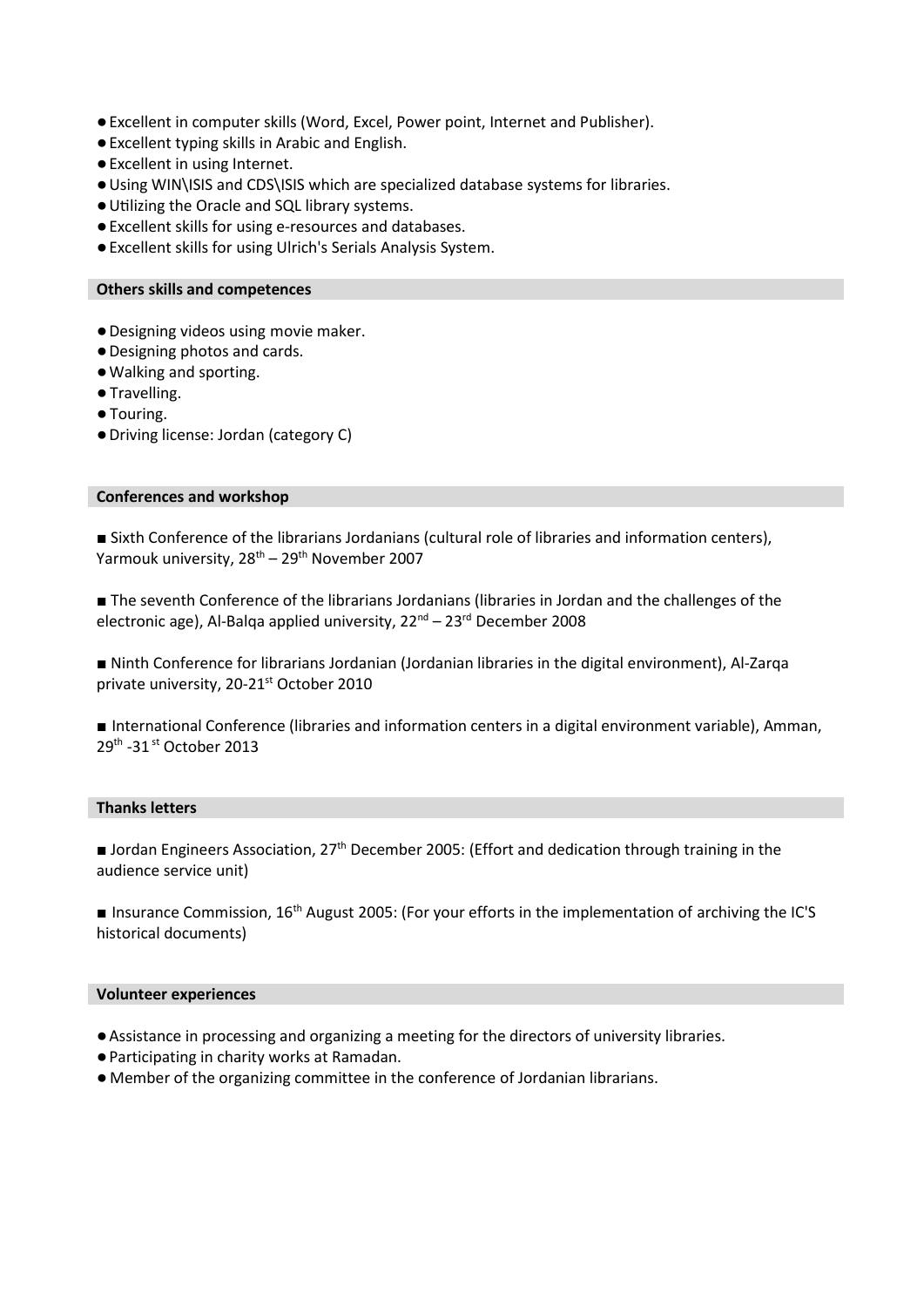- Excellent in computer skills (Word, Excel, Power point, Internet and Publisher).
- Excellent typing skills in Arabic and English.
- Excellent in using Internet.
- Using WIN\ISIS and CDS\ISIS which are specialized database systems for libraries.
- Utilizing the Oracle and SQL library systems.
- Excellent skills for using e-resources and databases.
- Excellent skills for using Ulrich's Serials Analysis System.

## Others skills and competences

- Designing videos using movie maker.
- Designing photos and cards.
- Walking and sporting.
- Travelling.
- Touring.
- Driving license: Jordan (category C)

## Conferences and workshop

■ Sixth Conference of the librarians Jordanians (cultural role of libraries and information centers), Yarmouk university, 28th – 29th November 2007

■ The seventh Conference of the librarians Jordanians (libraries in Jordan and the challenges of the electronic age), Al-Balqa applied university, 22nd – 23rd December 2008

■ Ninth Conference for librarians Jordanian (Jordanian libraries in the digital environment), Al-Zarqa private university, 20-21st October 2010

■ International Conference (libraries and information centers in a digital environment variable), Amman, 29th -31st October 2013

## Thanks letters

■ Jordan Engineers Association, 27th December 2005: (Effort and dedication through training in the audience service unit)

■ Insurance Commission, 16th August 2005: (For your efforts in the implementation of archiving the IC'S historical documents)

## Volunteer experiences

- Assistance in processing and organizing a meeting for the directors of university libraries.
- Participating in charity works at Ramadan.
- Member of the organizing committee in the conference of Jordanian librarians.